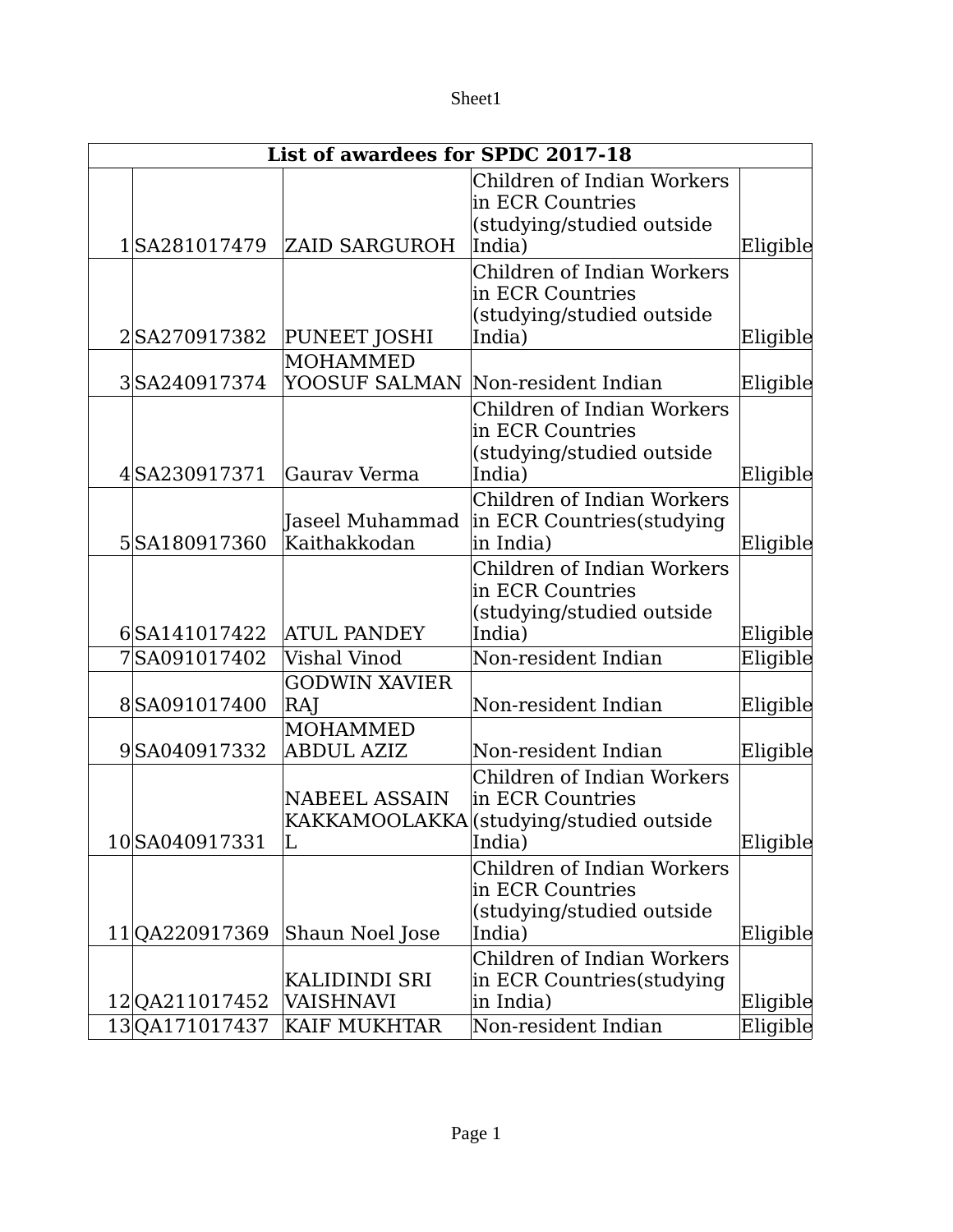| List of awardees for SPDC 2017-18 | | | | |
|---|---|---|---|---|
| 1 | SA281017479 | ZAID SARGUROH | Children of Indian Workers in ECR Countries (studying/studied outside India) | Eligible |
| 2 | SA270917382 | PUNEET JOSHI | Children of Indian Workers in ECR Countries (studying/studied outside India) | Eligible |
| 3 | SA240917374 | MOHAMMED YOOSUF SALMAN | Non-resident Indian | Eligible |
| 4 | SA230917371 | Gaurav Verma | Children of Indian Workers in ECR Countries (studying/studied outside India) | Eligible |
| 5 | SA180917360 | Jaseel Muhammad Kaithakkodan | Children of Indian Workers in ECR Countries(studying in India) | Eligible |
| 6 | SA141017422 | ATUL PANDEY | Children of Indian Workers in ECR Countries (studying/studied outside India) | Eligible |
| 7 | SA091017402 | Vishal Vinod | Non-resident Indian | Eligible |
| 8 | SA091017400 | GODWIN XAVIER RAJ | Non-resident Indian | Eligible |
| 9 | SA040917332 | MOHAMMED ABDUL AZIZ | Non-resident Indian | Eligible |
| 10 | SA040917331 | NABEEL ASSAIN KAKKAMOOLAKKAL | Children of Indian Workers in ECR Countries (studying/studied outside India) | Eligible |
| 11 | QA220917369 | Shaun Noel Jose | Children of Indian Workers in ECR Countries (studying/studied outside India) | Eligible |
| 12 | QA211017452 | KALIDINDI SRI VAISHNAVI | Children of Indian Workers in ECR Countries(studying in India) | Eligible |
| 13 | QA171017437 | KAIF MUKHTAR | Non-resident Indian | Eligible |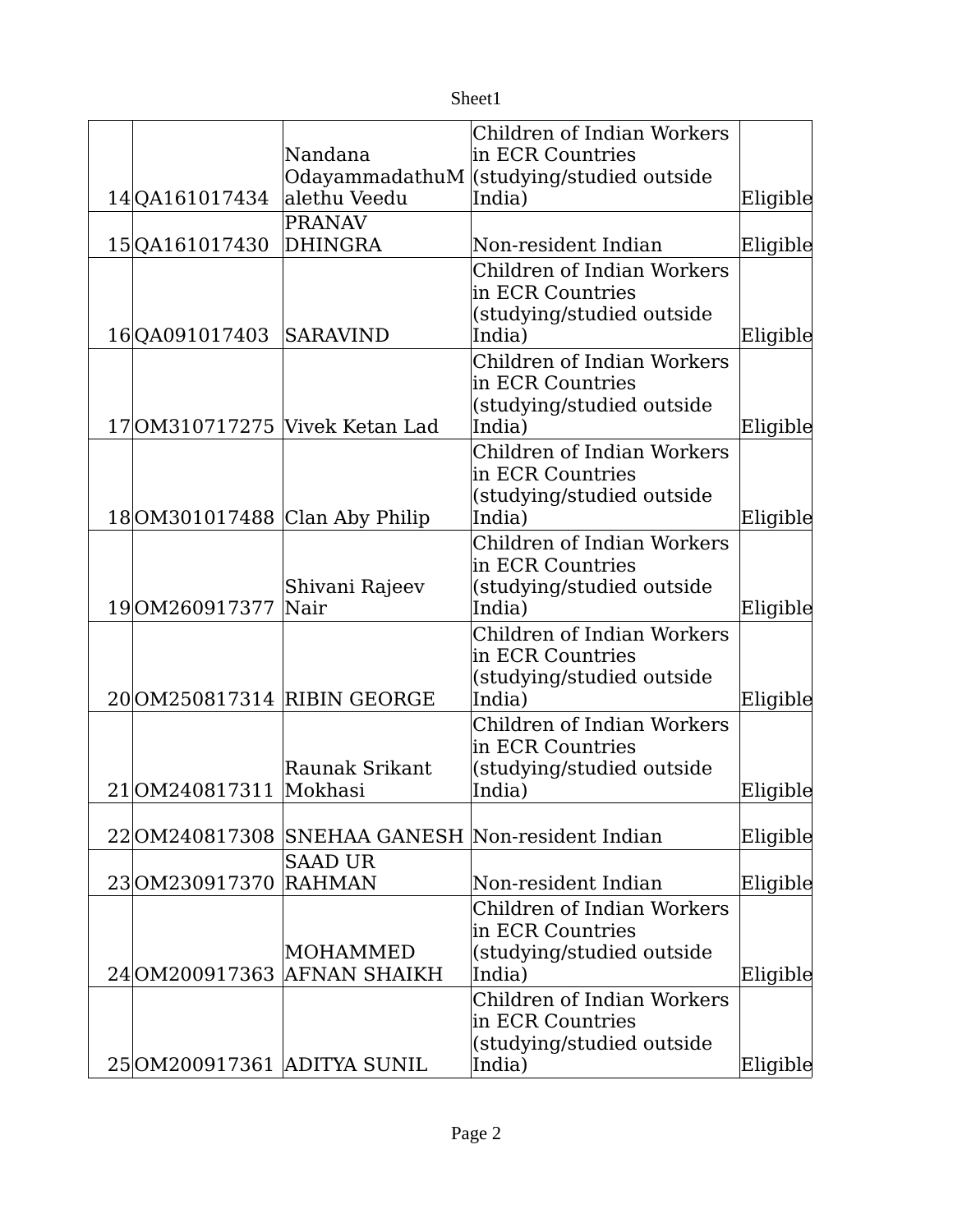| | | | |
|---|---|---|---|
| 14 | QA161017434 | Nandana OdayammadathuMalethu Veedu | Children of Indian Workers in ECR Countries (studying/studied outside India) | Eligible |
| 15 | QA161017430 | PRANAV DHINGRA | Non-resident Indian | Eligible |
| 16 | QA091017403 | SARAVIND | Children of Indian Workers in ECR Countries (studying/studied outside India) | Eligible |
| 17 | OM310717275 | Vivek Ketan Lad | Children of Indian Workers in ECR Countries (studying/studied outside India) | Eligible |
| 18 | OM301017488 | Clan Aby Philip | Children of Indian Workers in ECR Countries (studying/studied outside India) | Eligible |
| 19 | OM260917377 | Shivani Rajeev Nair | Children of Indian Workers in ECR Countries (studying/studied outside India) | Eligible |
| 20 | OM250817314 | RIBIN GEORGE | Children of Indian Workers in ECR Countries (studying/studied outside India) | Eligible |
| 21 | OM240817311 | Raunak Srikant Mokhasi | Children of Indian Workers in ECR Countries (studying/studied outside India) | Eligible |
| 22 | OM240817308 | SNEHAA GANESH | Non-resident Indian | Eligible |
| 23 | OM230917370 | SAAD UR RAHMAN | Non-resident Indian | Eligible |
| 24 | OM200917363 | MOHAMMED AFNAN SHAIKH | Children of Indian Workers in ECR Countries (studying/studied outside India) | Eligible |
| 25 | OM200917361 | ADITYA SUNIL | Children of Indian Workers in ECR Countries (studying/studied outside India) | Eligible |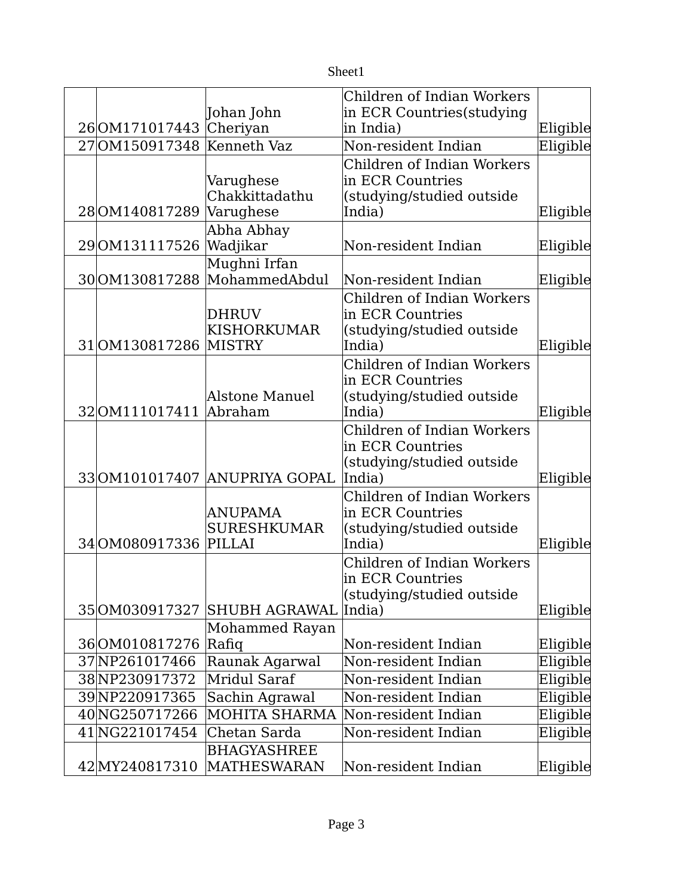| | | | | |
|---|---|---|---|---|
| 26 | OM171017443 | Johan John Cheriyan | Children of Indian Workers in ECR Countries(studying in India) | Eligible |
| 27 | OM150917348 | Kenneth Vaz | Non-resident Indian | Eligible |
| 28 | OM140817289 | Varughese Chakkittadathu Varughese | Children of Indian Workers in ECR Countries (studying/studied outside India) | Eligible |
| 29 | OM131117526 | Abha Abhay Wadjikar | Non-resident Indian | Eligible |
| 30 | OM130817288 | Mughni Irfan MohammedAbdul | Non-resident Indian | Eligible |
| 31 | OM130817286 | DHRUV KISHORKUMAR MISTRY | Children of Indian Workers in ECR Countries (studying/studied outside India) | Eligible |
| 32 | OM111017411 | Alstone Manuel Abraham | Children of Indian Workers in ECR Countries (studying/studied outside India) | Eligible |
| 33 | OM101017407 | ANUPRIYA GOPAL | Children of Indian Workers in ECR Countries (studying/studied outside India) | Eligible |
| 34 | OM080917336 | ANUPAMA SURESHKUMAR PILLAI | Children of Indian Workers in ECR Countries (studying/studied outside India) | Eligible |
| 35 | OM030917327 | SHUBH AGRAWAL | Children of Indian Workers in ECR Countries (studying/studied outside India) | Eligible |
| 36 | OM010817276 | Mohammed Rayan Rafiq | Non-resident Indian | Eligible |
| 37 | NP261017466 | Raunak Agarwal | Non-resident Indian | Eligible |
| 38 | NP230917372 | Mridul Saraf | Non-resident Indian | Eligible |
| 39 | NP220917365 | Sachin Agrawal | Non-resident Indian | Eligible |
| 40 | NG250717266 | MOHITA SHARMA | Non-resident Indian | Eligible |
| 41 | NG221017454 | Chetan Sarda | Non-resident Indian | Eligible |
| 42 | MY240817310 | BHAGYASHREE MATHESWARAN | Non-resident Indian | Eligible |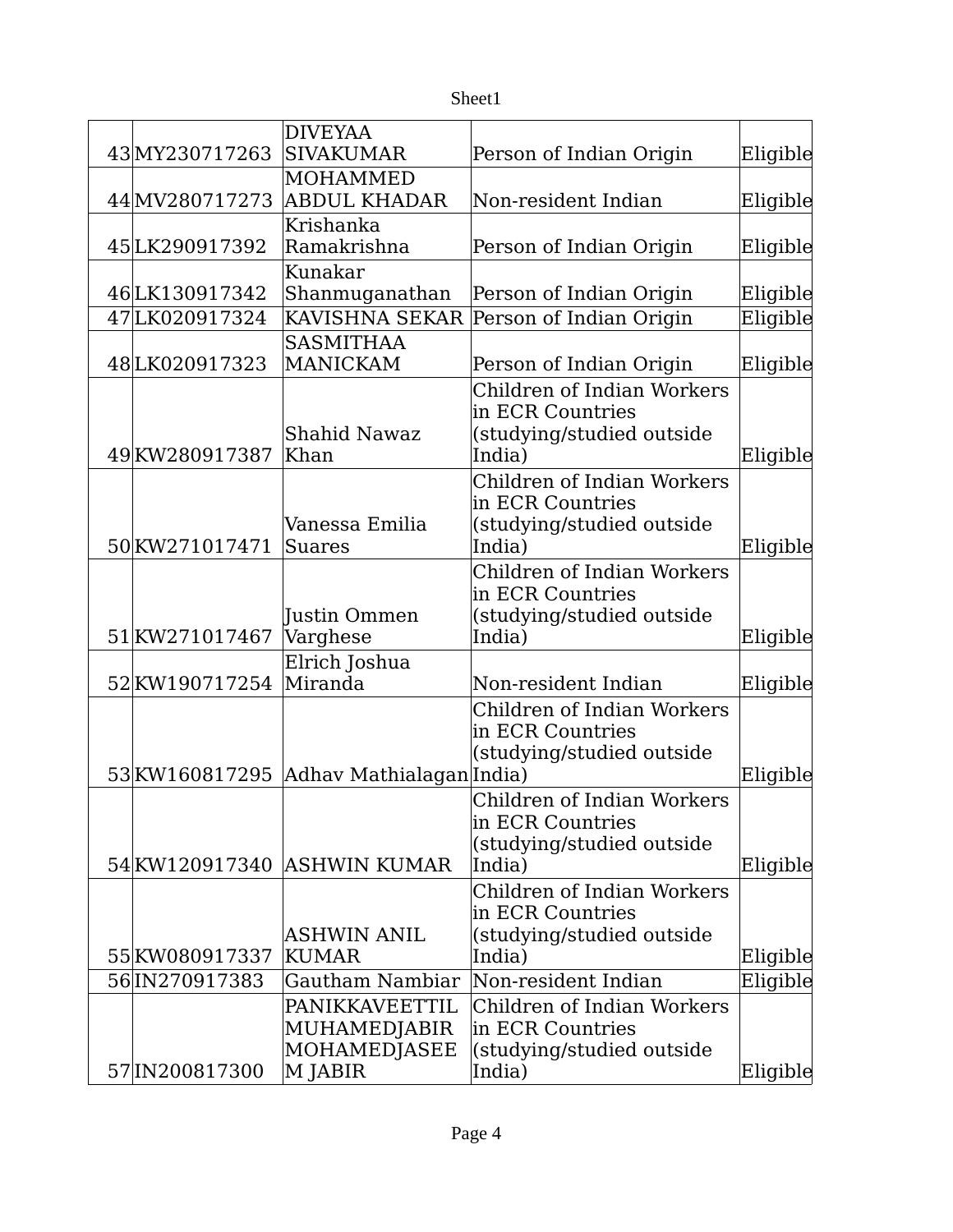| 43 | MY230717263 | DIVEYAA SIVAKUMAR | Person of Indian Origin | Eligible |
|---|---|---|---|---|
| 44 | MV280717273 | MOHAMMED ABDUL KHADAR | Non-resident Indian | Eligible |
| 45 | LK290917392 | Krishanka Ramakrishna | Person of Indian Origin | Eligible |
| 46 | LK130917342 | Kunakar Shanmuganathan | Person of Indian Origin | Eligible |
| 47 | LK020917324 | KAVISHNA SEKAR | Person of Indian Origin | Eligible |
| 48 | LK020917323 | SASMITHAA MANICKAM | Person of Indian Origin | Eligible |
| 49 | KW280917387 | Shahid Nawaz Khan | Children of Indian Workers in ECR Countries (studying/studied outside India) | Eligible |
| 50 | KW271017471 | Vanessa Emilia Suares | Children of Indian Workers in ECR Countries (studying/studied outside India) | Eligible |
| 51 | KW271017467 | Justin Ommen Varghese | Children of Indian Workers in ECR Countries (studying/studied outside India) | Eligible |
| 52 | KW190717254 | Elrich Joshua Miranda | Non-resident Indian | Eligible |
| 53 | KW160817295 | Adhav Mathialagan | Children of Indian Workers in ECR Countries (studying/studied outside India) | Eligible |
| 54 | KW120917340 | ASHWIN KUMAR | Children of Indian Workers in ECR Countries (studying/studied outside India) | Eligible |
| 55 | KW080917337 | ASHWIN ANIL KUMAR | Children of Indian Workers in ECR Countries (studying/studied outside India) | Eligible |
| 56 | IN270917383 | Gautham Nambiar | Non-resident Indian | Eligible |
| 57 | IN200817300 | PANIKKAVEETTIL MUHAMEDJABIR MOHAMEDJASEEM JABIR | Children of Indian Workers in ECR Countries (studying/studied outside India) | Eligible |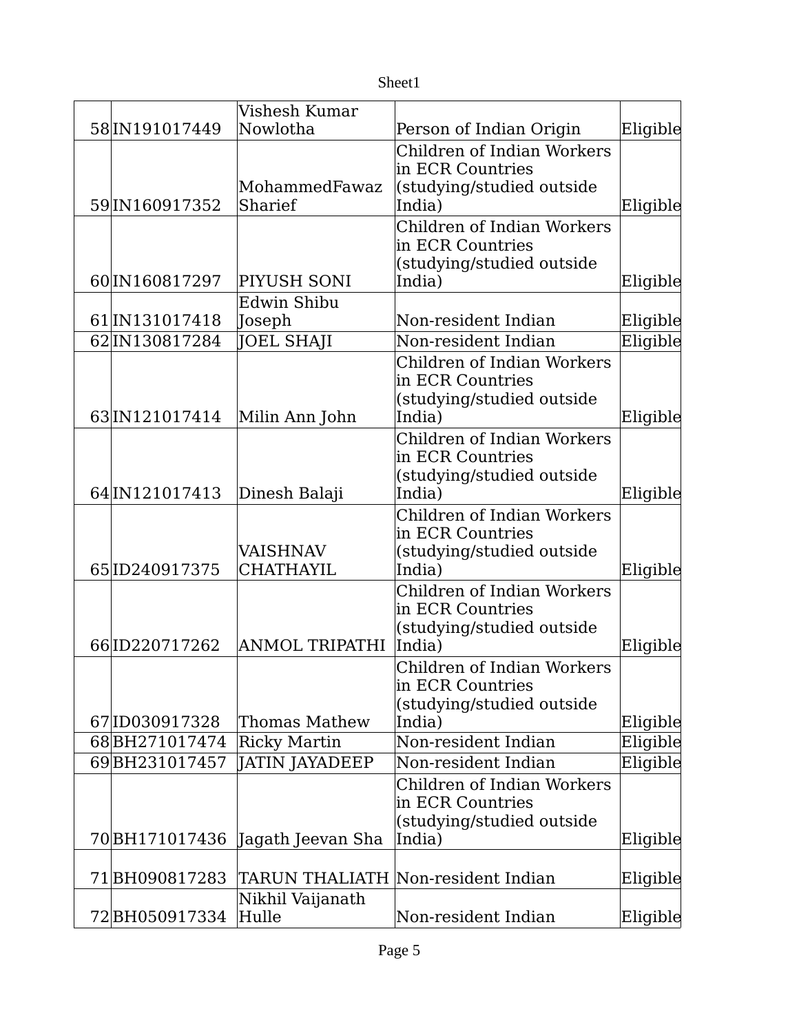| 58 | IN191017449 | Vishesh Kumar Nowlotha | Person of Indian Origin | Eligible |
|---|---|---|---|---|
| 59 | IN160917352 | MohammedFawaz Sharief | Children of Indian Workers in ECR Countries (studying/studied outside India) | Eligible |
| 60 | IN160817297 | PIYUSH SONI | Children of Indian Workers in ECR Countries (studying/studied outside India) | Eligible |
| 61 | IN131017418 | Edwin Shibu Joseph | Non-resident Indian | Eligible |
| 62 | IN130817284 | JOEL SHAJI | Non-resident Indian | Eligible |
| 63 | IN121017414 | Milin Ann John | Children of Indian Workers in ECR Countries (studying/studied outside India) | Eligible |
| 64 | IN121017413 | Dinesh Balaji | Children of Indian Workers in ECR Countries (studying/studied outside India) | Eligible |
| 65 | ID240917375 | VAISHNAV CHATHAYIL | Children of Indian Workers in ECR Countries (studying/studied outside India) | Eligible |
| 66 | ID220717262 | ANMOL TRIPATHI | Children of Indian Workers in ECR Countries (studying/studied outside India) | Eligible |
| 67 | ID030917328 | Thomas Mathew | Children of Indian Workers in ECR Countries (studying/studied outside India) | Eligible |
| 68 | BH271017474 | Ricky Martin | Non-resident Indian | Eligible |
| 69 | BH231017457 | JATIN JAYADEEP | Non-resident Indian | Eligible |
| 70 | BH171017436 | Jagath Jeevan Sha | Children of Indian Workers in ECR Countries (studying/studied outside India) | Eligible |
| 71 | BH090817283 | TARUN THALIATH | Non-resident Indian | Eligible |
| 72 | BH050917334 | Nikhil Vaijanath Hulle | Non-resident Indian | Eligible |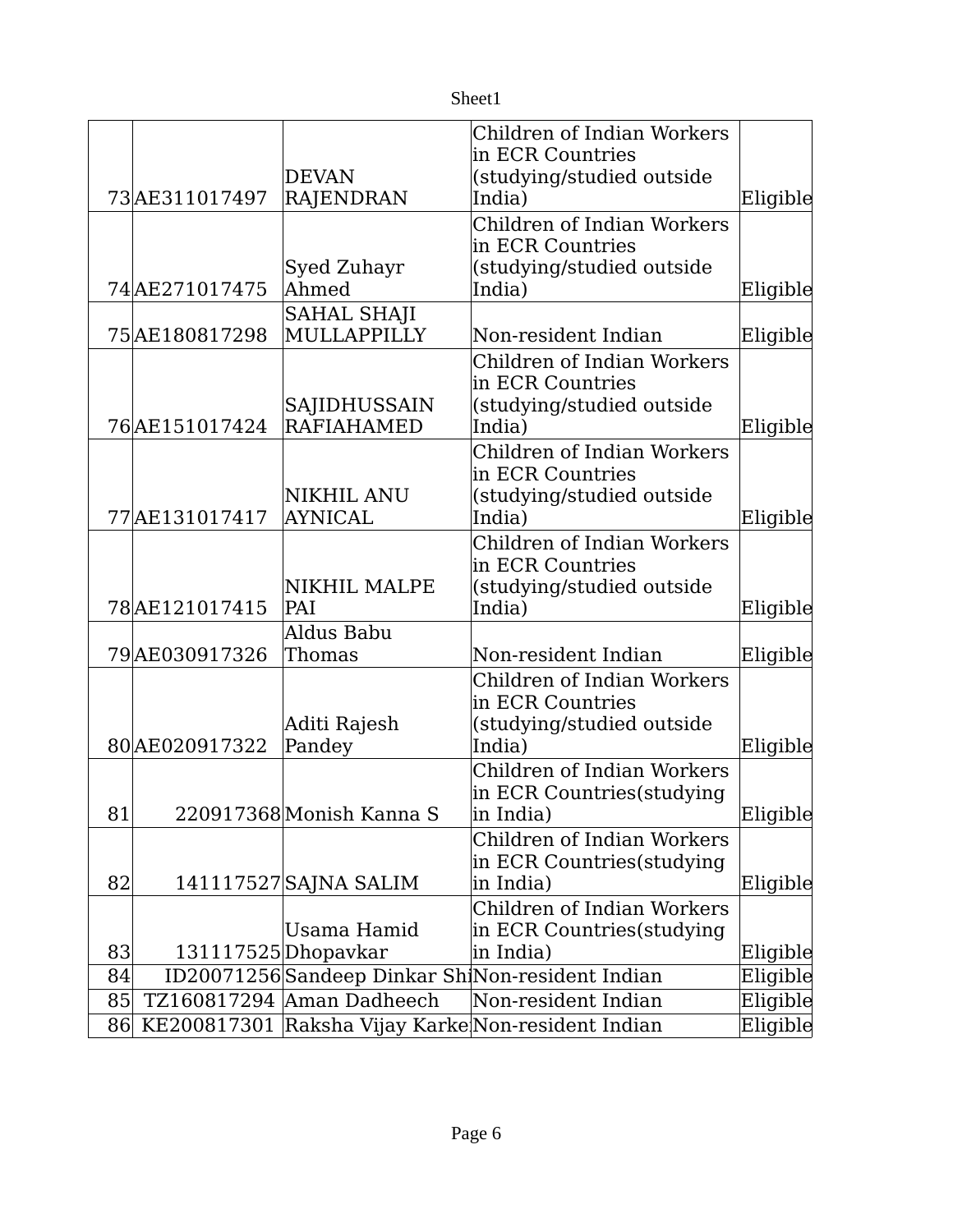| | | | | |
|---|---|---|---|---|
| 73 | AE311017497 | DEVAN RAJENDRAN | Children of Indian Workers in ECR Countries (studying/studied outside India) | Eligible |
| 74 | AE271017475 | Syed Zuhayr Ahmed | Children of Indian Workers in ECR Countries (studying/studied outside India) | Eligible |
| 75 | AE180817298 | SAHAL SHAJI MULLAPPILLY | Non-resident Indian | Eligible |
| 76 | AE151017424 | SAJIDHUSSAIN RAFIAHAMED | Children of Indian Workers in ECR Countries (studying/studied outside India) | Eligible |
| 77 | AE131017417 | NIKHIL ANU AYNICAL | Children of Indian Workers in ECR Countries (studying/studied outside India) | Eligible |
| 78 | AE121017415 | NIKHIL MALPE PAI | Children of Indian Workers in ECR Countries (studying/studied outside India) | Eligible |
| 79 | AE030917326 | Aldus Babu Thomas | Non-resident Indian | Eligible |
| 80 | AE020917322 | Aditi Rajesh Pandey | Children of Indian Workers in ECR Countries (studying/studied outside India) | Eligible |
| 81 | 220917368 | Monish Kanna S | Children of Indian Workers in ECR Countries(studying in India) | Eligible |
| 82 | 141117527 | SAJNA SALIM | Children of Indian Workers in ECR Countries(studying in India) | Eligible |
| 83 | 131117525 | Usama Hamid Dhopavkar | Children of Indian Workers in ECR Countries(studying in India) | Eligible |
| 84 | ID20071256 | Sandeep Dinkar Shi | Non-resident Indian | Eligible |
| 85 | TZ160817294 | Aman Dadheech | Non-resident Indian | Eligible |
| 86 | KE200817301 | Raksha Vijay Karke | Non-resident Indian | Eligible |